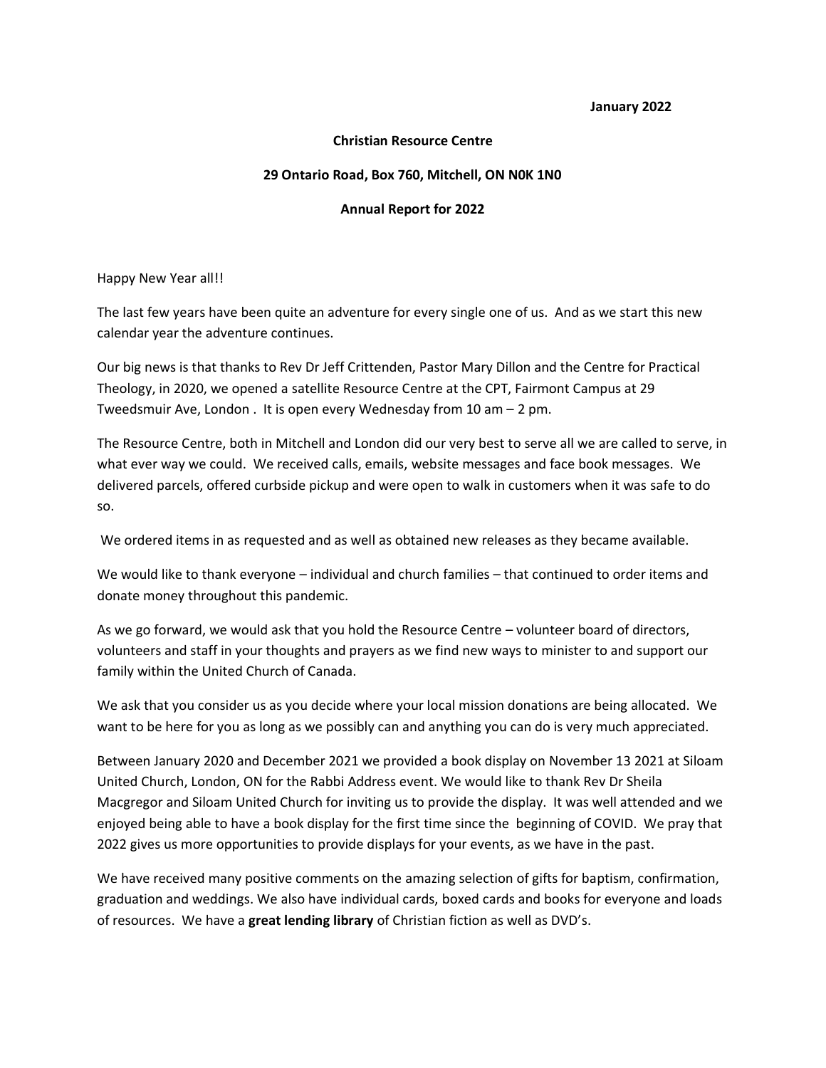**January 2022**

**Christian Resource Centre**

**29 Ontario Road, Box 760, Mitchell, ON N0K 1N0**

**Annual Report for 2022**

Happy New Year all!!

The last few years have been quite an adventure for every single one of us. And as we start this new calendar year the adventure continues.

Our big news is that thanks to Rev Dr Jeff Crittenden, Pastor Mary Dillon and the Centre for Practical Theology, in 2020, we opened a satellite Resource Centre at the CPT, Fairmont Campus at 29 Tweedsmuir Ave, London . It is open every Wednesday from 10 am – 2 pm.

The Resource Centre, both in Mitchell and London did our very best to serve all we are called to serve, in what ever way we could. We received calls, emails, website messages and face book messages. We delivered parcels, offered curbside pickup and were open to walk in customers when it was safe to do so.

We ordered items in as requested and as well as obtained new releases as they became available.

We would like to thank everyone – individual and church families – that continued to order items and donate money throughout this pandemic.

As we go forward, we would ask that you hold the Resource Centre – volunteer board of directors, volunteers and staff in your thoughts and prayers as we find new ways to minister to and support our family within the United Church of Canada.

We ask that you consider us as you decide where your local mission donations are being allocated. We want to be here for you as long as we possibly can and anything you can do is very much appreciated.

Between January 2020 and December 2021 we provided a book display on November 13 2021 at Siloam United Church, London, ON for the Rabbi Address event. We would like to thank Rev Dr Sheila Macgregor and Siloam United Church for inviting us to provide the display. It was well attended and we enjoyed being able to have a book display for the first time since the beginning of COVID. We pray that 2022 gives us more opportunities to provide displays for your events, as we have in the past.

We have received many positive comments on the amazing selection of gifts for baptism, confirmation, graduation and weddings. We also have individual cards, boxed cards and books for everyone and loads of resources. We have a **great lending library** of Christian fiction as well as DVD's.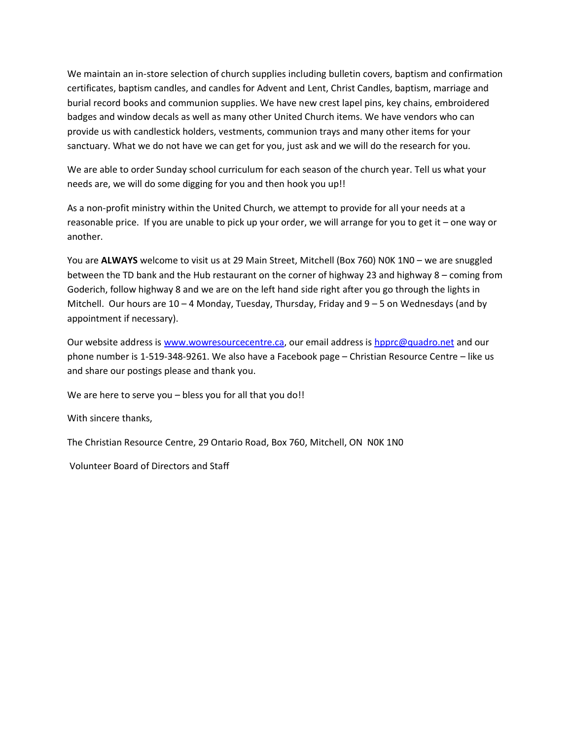We maintain an in-store selection of church supplies including bulletin covers, baptism and confirmation certificates, baptism candles, and candles for Advent and Lent, Christ Candles, baptism, marriage and burial record books and communion supplies. We have new crest lapel pins, key chains, embroidered badges and window decals as well as many other United Church items. We have vendors who can provide us with candlestick holders, vestments, communion trays and many other items for your sanctuary. What we do not have we can get for you, just ask and we will do the research for you.

We are able to order Sunday school curriculum for each season of the church year. Tell us what your needs are, we will do some digging for you and then hook you up!!

As a non-profit ministry within the United Church, we attempt to provide for all your needs at a reasonable price. If you are unable to pick up your order, we will arrange for you to get it – one way or another.

You are **ALWAYS** welcome to visit us at 29 Main Street, Mitchell (Box 760) N0K 1N0 – we are snuggled between the TD bank and the Hub restaurant on the corner of highway 23 and highway 8 – coming from Goderich, follow highway 8 and we are on the left hand side right after you go through the lights in Mitchell. Our hours are 10 – 4 Monday, Tuesday, Thursday, Friday and 9 – 5 on Wednesdays (and by appointment if necessary).

Our website address is [www.wowresourcecentre.ca](http://www.wowresourcecentre.ca), our email address is [hpprc@quadro.net](mailto:hpprc@quadro.net) and our phone number is 1-519-348-9261. We also have a Facebook page – Christian Resource Centre – like us and share our postings please and thank you.

We are here to serve you – bless you for all that you do!!

With sincere thanks,

The Christian Resource Centre, 29 Ontario Road, Box 760, Mitchell, ON N0K 1N0

Volunteer Board of Directors and Staff